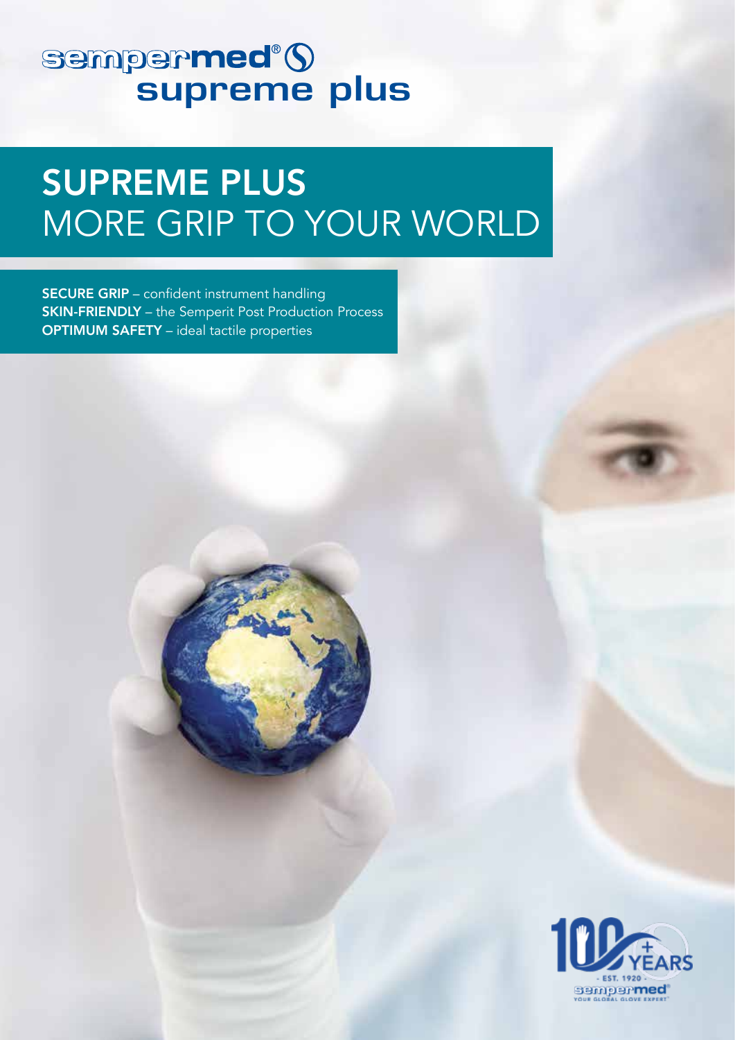# sempermed® supreme plus

## SUPREME PLUS
MORE GRIP TO YOUR WORLD

**SECURE GRIP** – confident instrument handling
**SKIN-FRIENDLY** – the Semperit Post Production Process
**OPTIMUM SAFETY** – ideal tactile properties

100+ YEARS - EST. 1920 - sempermed® YOUR GLOBAL GLOVE EXPERT®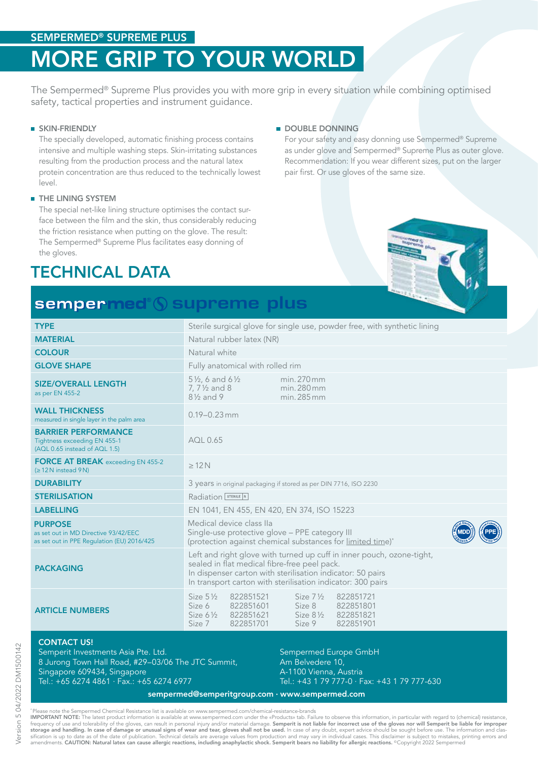SEMPERMED® SUPREME PLUS

# MORE GRIP TO YOUR WORLD

The Sempermed® Supreme Plus provides you with more grip in every situation while combining optimised safety, tactical properties and instrument guidance.

- **SKIN-FRIENDLY**
  The specially developed, automatic finishing process contains intensive and multiple washing steps. Skin-irritating substances resulting from the production process and the natural latex protein concentration are thus reduced to the technically lowest level.

- **THE LINING SYSTEM**
  The special net-like lining structure optimises the contact surface between the film and the skin, thus considerably reducing the friction resistance when putting on the glove. The result: The Sempermed® Supreme Plus facilitates easy donning of the gloves.

- **DOUBLE DONNING**
  For your safety and easy donning use Sempermed® Supreme as under glove and Sempermed® Supreme Plus as outer glove. Recommendation: If you wear different sizes, put on the larger pair first. Or use gloves of the same size.

## TECHNICAL DATA

### sempermed® supreme plus

| | |
|---|---|
| **TYPE** | Sterile surgical glove for single use, powder free, with synthetic lining |
| **MATERIAL** | Natural rubber latex (NR) |
| **COLOUR** | Natural white |
| **GLOVE SHAPE** | Fully anatomical with rolled rim |
| **SIZE/OVERALL LENGTH** as per EN 455-2 | 5½, 6 and 6½ min. 270 mm<br>7, 7½ and 8 min. 280 mm<br>8½ and 9 min. 285 mm |
| **WALL THICKNESS** measured in single layer in the palm area | 0.19–0.23 mm |
| **BARRIER PERFORMANCE** Tightness exceeding EN 455-1 (AQL 0.65 instead of AQL 1.5) | AQL 0.65 |
| **FORCE AT BREAK** exceeding EN 455-2 (≥ 12 N instead 9 N) | ≥ 12 N |
| **DURABILITY** | 3 years in original packaging if stored as per DIN 7716, ISO 2230 |
| **STERILISATION** | Radiation STERILE R |
| **LABELLING** | EN 1041, EN 455, EN 420, EN 374, ISO 15223 |
| **PURPOSE** as set out in MD Directive 93/42/EEC as set out in PPE Regulation (EU) 2016/425 | Medical device class IIa<br>Single-use protective glove – PPE category III<br>(protection against chemical substances for limited time)* |
| **PACKAGING** | Left and right glove with turned up cuff in inner pouch, ozone-tight, sealed in flat medical fibre-free peel pack.<br>In dispenser carton with sterilisation indicator: 50 pairs<br>In transport carton with sterilisation indicator: 300 pairs |
| **ARTICLE NUMBERS** | Size 5½ 822851521<br>Size 6 822851601<br>Size 6½ 822851621<br>Size 7 822851701<br>Size 7½ 822851721<br>Size 8 822851801<br>Size 8½ 822851821<br>Size 9 822851901 |

**CONTACT US!**

Semperit Investments Asia Pte. Ltd.
8 Jurong Town Hall Road, #29–03/06 The JTC Summit,
Singapore 609434, Singapore
Tel.: +65 6274 4861 · Fax.: +65 6274 6977

Sempermed Europe GmbH
Am Belvedere 10,
A-1100 Vienna, Austria
Tel.: +43 1 79 777-0 · Fax: +43 1 79 777-630

**sempermed@semperitgroup.com · www.sempermed.com**

*Please note the Sempermed Chemical Resistance list is available on www.sempermed.com/chemical-resistance-brands
**IMPORTANT NOTE:** The latest product information is available at www.sempermed.com under the «Products» tab. Failure to observe this information, in particular with regard to (chemical) resistance, frequency of use and tolerability of the gloves, can result in personal injury and/or material damage. **Semperit is not liable for incorrect use of the gloves nor will Semperit be liable for improper storage and handling. In case of damage or unusual signs of wear and tear, gloves shall not be used.** In case of any doubt, expert advice should be sought before use. The information and classification is up to date as of the date of publication. Technical details are average values from production and may vary in individual cases. This disclaimer is subject to mistakes, printing errors and amendments. **CAUTION: Natural latex can cause allergic reactions, including anaphylactic shock. Semperit bears no liability for allergic reactions.** ©Copyright 2022 Sempermed

Version 5 04/2022 DM1500142